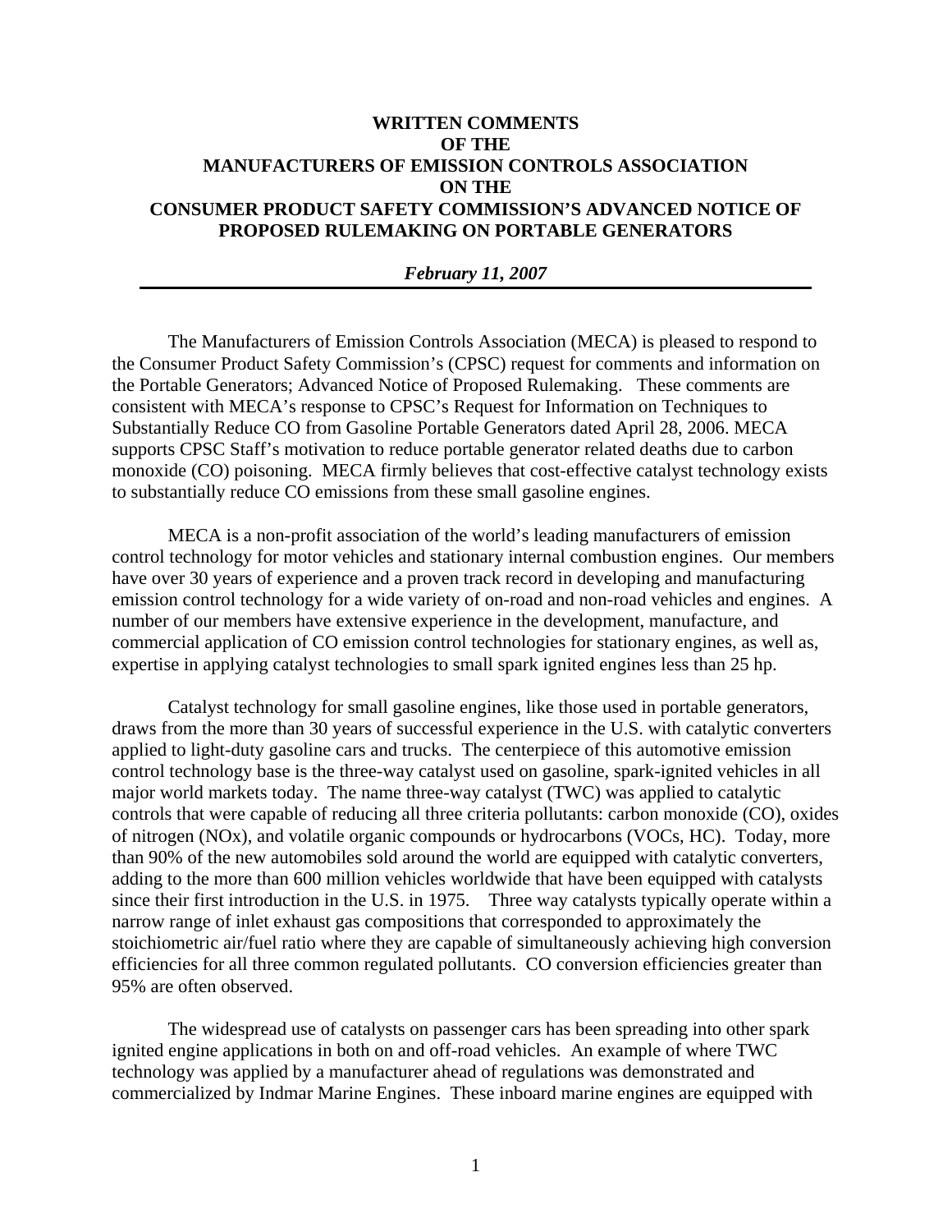# WRITTEN COMMENTS OF THE MANUFACTURERS OF EMISSION CONTROLS ASSOCIATION ON THE CONSUMER PRODUCT SAFETY COMMISSION'S ADVANCED NOTICE OF PROPOSED RULEMAKING ON PORTABLE GENERATORS

***February 11, 2007***

---

The Manufacturers of Emission Controls Association (MECA) is pleased to respond to the Consumer Product Safety Commission's (CPSC) request for comments and information on the Portable Generators; Advanced Notice of Proposed Rulemaking. These comments are consistent with MECA's response to CPSC's Request for Information on Techniques to Substantially Reduce CO from Gasoline Portable Generators dated April 28, 2006. MECA supports CPSC Staff's motivation to reduce portable generator related deaths due to carbon monoxide (CO) poisoning. MECA firmly believes that cost-effective catalyst technology exists to substantially reduce CO emissions from these small gasoline engines.

MECA is a non-profit association of the world's leading manufacturers of emission control technology for motor vehicles and stationary internal combustion engines. Our members have over 30 years of experience and a proven track record in developing and manufacturing emission control technology for a wide variety of on-road and non-road vehicles and engines. A number of our members have extensive experience in the development, manufacture, and commercial application of CO emission control technologies for stationary engines, as well as, expertise in applying catalyst technologies to small spark ignited engines less than 25 hp.

Catalyst technology for small gasoline engines, like those used in portable generators, draws from the more than 30 years of successful experience in the U.S. with catalytic converters applied to light-duty gasoline cars and trucks. The centerpiece of this automotive emission control technology base is the three-way catalyst used on gasoline, spark-ignited vehicles in all major world markets today. The name three-way catalyst (TWC) was applied to catalytic controls that were capable of reducing all three criteria pollutants: carbon monoxide (CO), oxides of nitrogen (NOx), and volatile organic compounds or hydrocarbons (VOCs, HC). Today, more than 90% of the new automobiles sold around the world are equipped with catalytic converters, adding to the more than 600 million vehicles worldwide that have been equipped with catalysts since their first introduction in the U.S. in 1975. Three way catalysts typically operate within a narrow range of inlet exhaust gas compositions that corresponded to approximately the stoichiometric air/fuel ratio where they are capable of simultaneously achieving high conversion efficiencies for all three common regulated pollutants. CO conversion efficiencies greater than 95% are often observed.

The widespread use of catalysts on passenger cars has been spreading into other spark ignited engine applications in both on and off-road vehicles. An example of where TWC technology was applied by a manufacturer ahead of regulations was demonstrated and commercialized by Indmar Marine Engines. These inboard marine engines are equipped with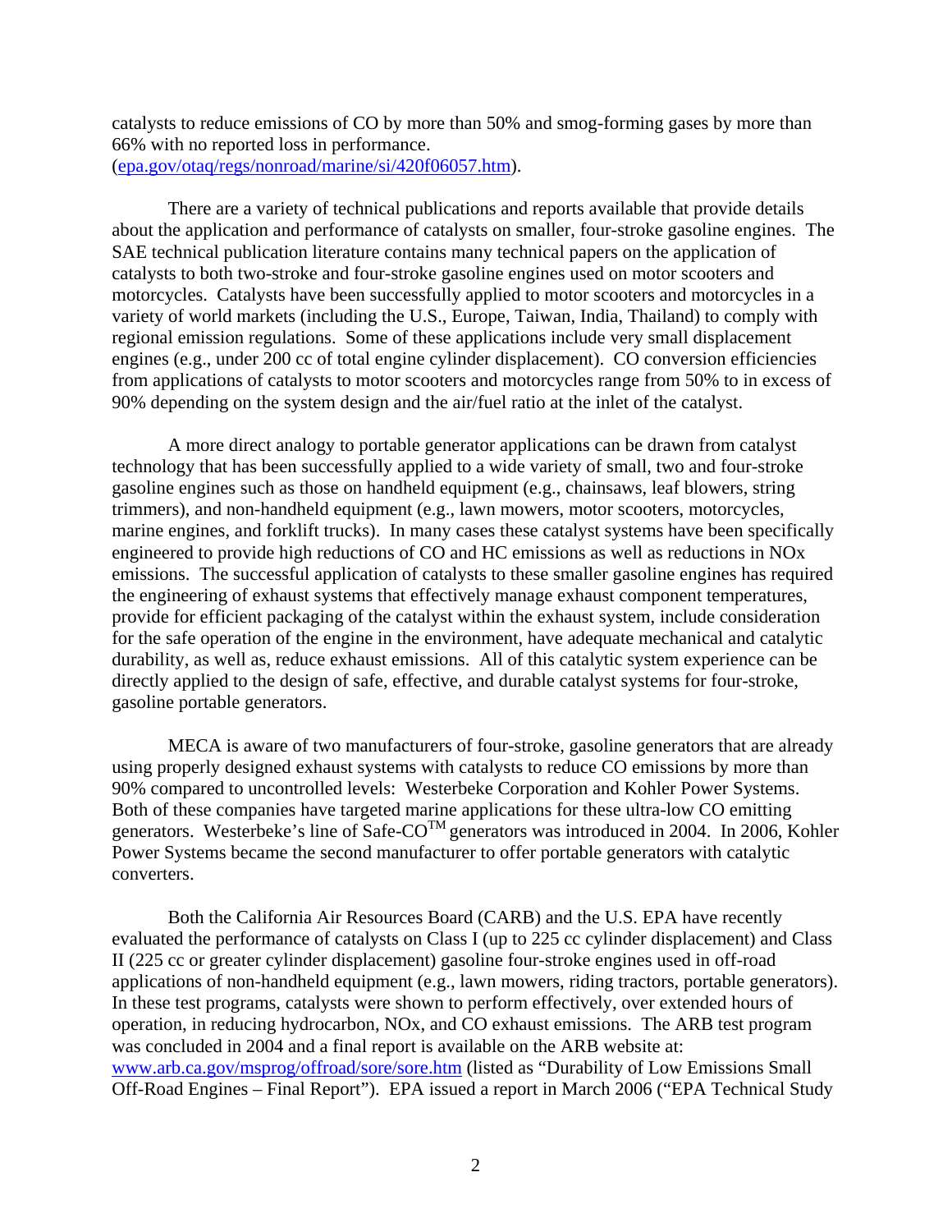catalysts to reduce emissions of CO by more than 50% and smog-forming gases by more than 66% with no reported loss in performance. (epa.gov/otaq/regs/nonroad/marine/si/420f06057.htm).

There are a variety of technical publications and reports available that provide details about the application and performance of catalysts on smaller, four-stroke gasoline engines. The SAE technical publication literature contains many technical papers on the application of catalysts to both two-stroke and four-stroke gasoline engines used on motor scooters and motorcycles. Catalysts have been successfully applied to motor scooters and motorcycles in a variety of world markets (including the U.S., Europe, Taiwan, India, Thailand) to comply with regional emission regulations. Some of these applications include very small displacement engines (e.g., under 200 cc of total engine cylinder displacement). CO conversion efficiencies from applications of catalysts to motor scooters and motorcycles range from 50% to in excess of 90% depending on the system design and the air/fuel ratio at the inlet of the catalyst.

A more direct analogy to portable generator applications can be drawn from catalyst technology that has been successfully applied to a wide variety of small, two and four-stroke gasoline engines such as those on handheld equipment (e.g., chainsaws, leaf blowers, string trimmers), and non-handheld equipment (e.g., lawn mowers, motor scooters, motorcycles, marine engines, and forklift trucks). In many cases these catalyst systems have been specifically engineered to provide high reductions of CO and HC emissions as well as reductions in NOx emissions. The successful application of catalysts to these smaller gasoline engines has required the engineering of exhaust systems that effectively manage exhaust component temperatures, provide for efficient packaging of the catalyst within the exhaust system, include consideration for the safe operation of the engine in the environment, have adequate mechanical and catalytic durability, as well as, reduce exhaust emissions. All of this catalytic system experience can be directly applied to the design of safe, effective, and durable catalyst systems for four-stroke, gasoline portable generators.

MECA is aware of two manufacturers of four-stroke, gasoline generators that are already using properly designed exhaust systems with catalysts to reduce CO emissions by more than 90% compared to uncontrolled levels: Westerbeke Corporation and Kohler Power Systems. Both of these companies have targeted marine applications for these ultra-low CO emitting generators. Westerbeke's line of Safe-CO™ generators was introduced in 2004. In 2006, Kohler Power Systems became the second manufacturer to offer portable generators with catalytic converters.

Both the California Air Resources Board (CARB) and the U.S. EPA have recently evaluated the performance of catalysts on Class I (up to 225 cc cylinder displacement) and Class II (225 cc or greater cylinder displacement) gasoline four-stroke engines used in off-road applications of non-handheld equipment (e.g., lawn mowers, riding tractors, portable generators). In these test programs, catalysts were shown to perform effectively, over extended hours of operation, in reducing hydrocarbon, NOx, and CO exhaust emissions. The ARB test program was concluded in 2004 and a final report is available on the ARB website at: www.arb.ca.gov/msprog/offroad/sore/sore.htm (listed as "Durability of Low Emissions Small Off-Road Engines – Final Report"). EPA issued a report in March 2006 ("EPA Technical Study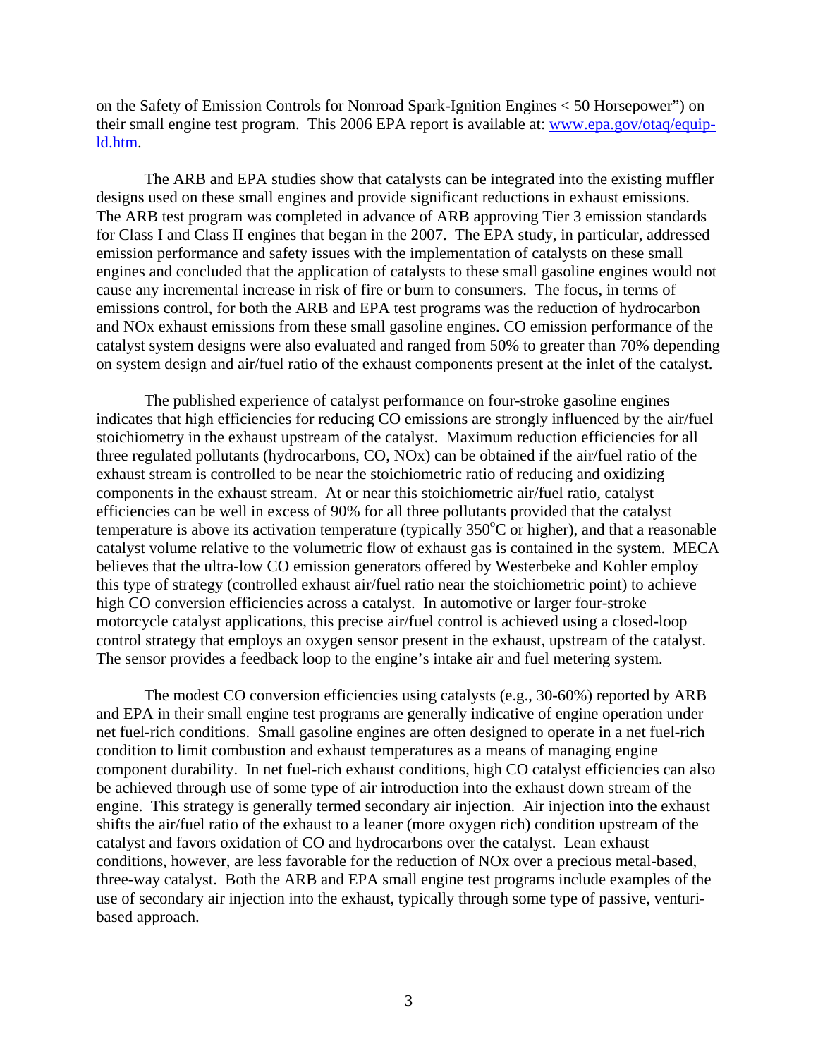on the Safety of Emission Controls for Nonroad Spark-Ignition Engines < 50 Horsepower") on their small engine test program. This 2006 EPA report is available at: [www.epa.gov/otaq/equip-ld.htm](www.epa.gov/otaq/equip-ld.htm).

The ARB and EPA studies show that catalysts can be integrated into the existing muffler designs used on these small engines and provide significant reductions in exhaust emissions. The ARB test program was completed in advance of ARB approving Tier 3 emission standards for Class I and Class II engines that began in the 2007. The EPA study, in particular, addressed emission performance and safety issues with the implementation of catalysts on these small engines and concluded that the application of catalysts to these small gasoline engines would not cause any incremental increase in risk of fire or burn to consumers. The focus, in terms of emissions control, for both the ARB and EPA test programs was the reduction of hydrocarbon and NOx exhaust emissions from these small gasoline engines. CO emission performance of the catalyst system designs were also evaluated and ranged from 50% to greater than 70% depending on system design and air/fuel ratio of the exhaust components present at the inlet of the catalyst.

The published experience of catalyst performance on four-stroke gasoline engines indicates that high efficiencies for reducing CO emissions are strongly influenced by the air/fuel stoichiometry in the exhaust upstream of the catalyst. Maximum reduction efficiencies for all three regulated pollutants (hydrocarbons, CO, NOx) can be obtained if the air/fuel ratio of the exhaust stream is controlled to be near the stoichiometric ratio of reducing and oxidizing components in the exhaust stream. At or near this stoichiometric air/fuel ratio, catalyst efficiencies can be well in excess of 90% for all three pollutants provided that the catalyst temperature is above its activation temperature (typically 350°C or higher), and that a reasonable catalyst volume relative to the volumetric flow of exhaust gas is contained in the system. MECA believes that the ultra-low CO emission generators offered by Westerbeke and Kohler employ this type of strategy (controlled exhaust air/fuel ratio near the stoichiometric point) to achieve high CO conversion efficiencies across a catalyst. In automotive or larger four-stroke motorcycle catalyst applications, this precise air/fuel control is achieved using a closed-loop control strategy that employs an oxygen sensor present in the exhaust, upstream of the catalyst. The sensor provides a feedback loop to the engine's intake air and fuel metering system.

The modest CO conversion efficiencies using catalysts (e.g., 30-60%) reported by ARB and EPA in their small engine test programs are generally indicative of engine operation under net fuel-rich conditions. Small gasoline engines are often designed to operate in a net fuel-rich condition to limit combustion and exhaust temperatures as a means of managing engine component durability. In net fuel-rich exhaust conditions, high CO catalyst efficiencies can also be achieved through use of some type of air introduction into the exhaust down stream of the engine. This strategy is generally termed secondary air injection. Air injection into the exhaust shifts the air/fuel ratio of the exhaust to a leaner (more oxygen rich) condition upstream of the catalyst and favors oxidation of CO and hydrocarbons over the catalyst. Lean exhaust conditions, however, are less favorable for the reduction of NOx over a precious metal-based, three-way catalyst. Both the ARB and EPA small engine test programs include examples of the use of secondary air injection into the exhaust, typically through some type of passive, venturi-based approach.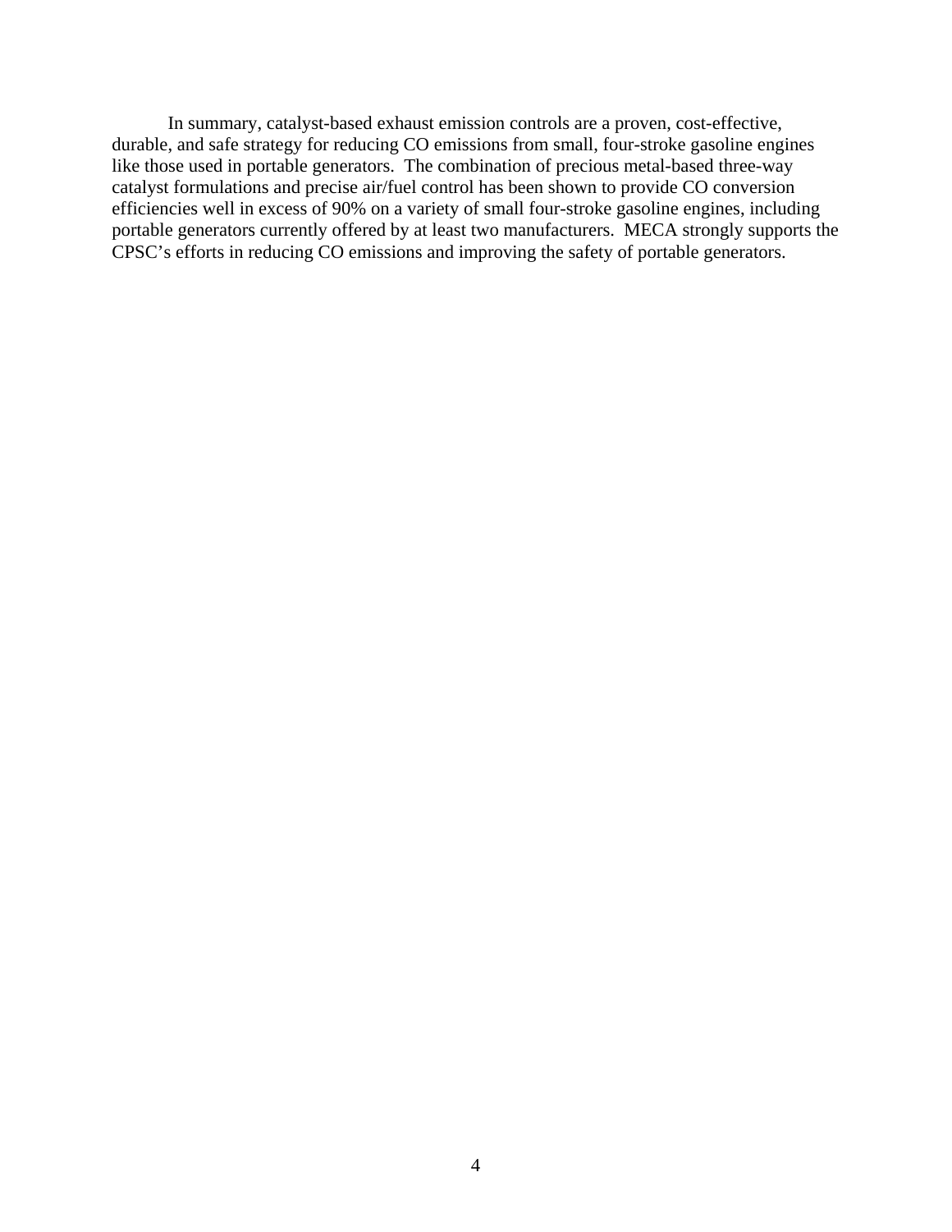In summary, catalyst-based exhaust emission controls are a proven, cost-effective, durable, and safe strategy for reducing CO emissions from small, four-stroke gasoline engines like those used in portable generators. The combination of precious metal-based three-way catalyst formulations and precise air/fuel control has been shown to provide CO conversion efficiencies well in excess of 90% on a variety of small four-stroke gasoline engines, including portable generators currently offered by at least two manufacturers. MECA strongly supports the CPSC's efforts in reducing CO emissions and improving the safety of portable generators.